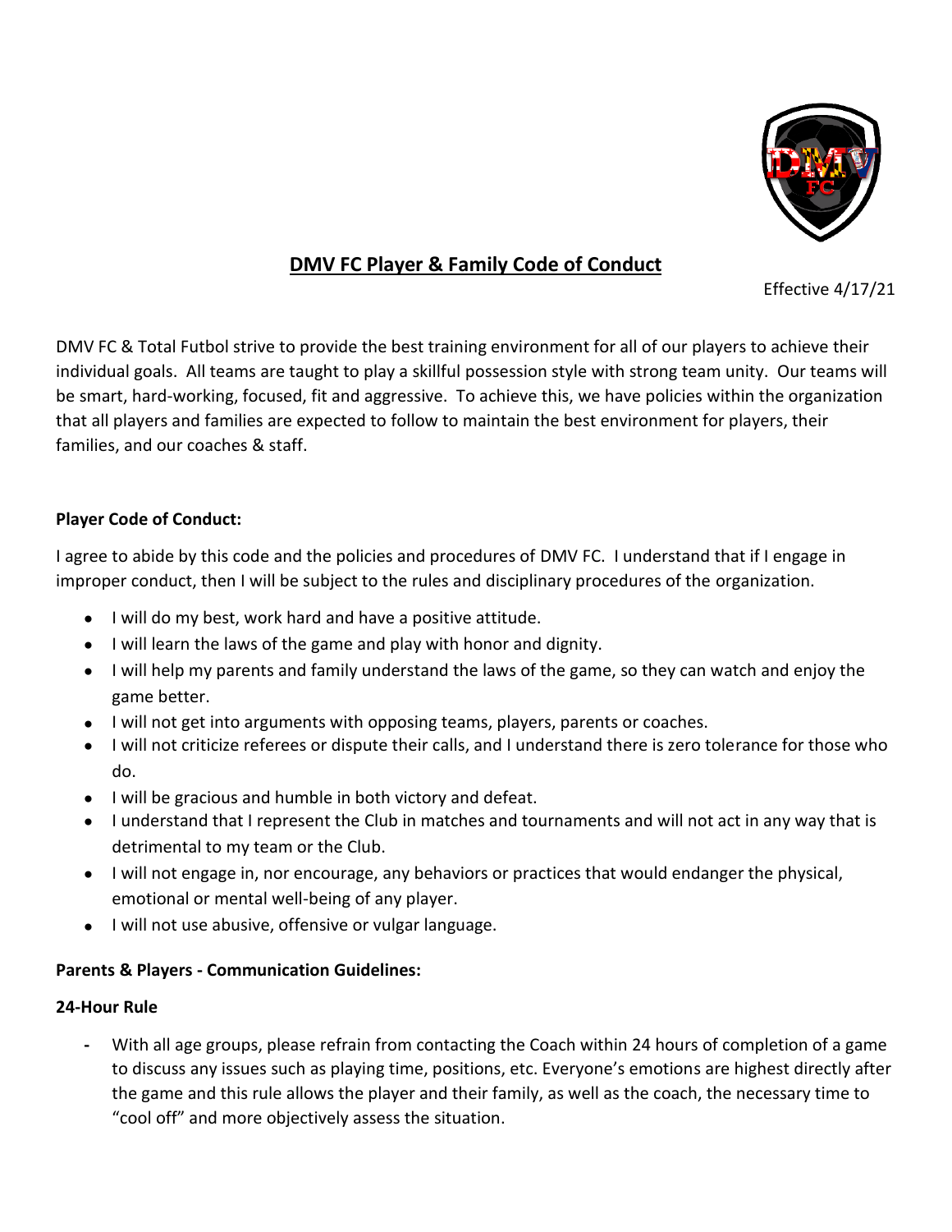# DMV FC Player & Family Code of Conduct

Effective 4/17/21

DMV FC & Total Futbol strive to provide the best training environment for all of our players to achieve their individual goals. All teams are taught to play a skillful possession style with strong team unity. Our teams will be smart, hard-working, focused, fit and aggressive. To achieve this, we have policies within the organization that all players and families are expected to follow to maintain the best environment for players, their families, and our coaches & staff.

**Player Code of Conduct:**

I agree to abide by this code and the policies and procedures of DMV FC. I understand that if I engage in improper conduct, then I will be subject to the rules and disciplinary procedures of the organization.

- I will do my best, work hard and have a positive attitude.
- I will learn the laws of the game and play with honor and dignity.
- I will help my parents and family understand the laws of the game, so they can watch and enjoy the game better.
- I will not get into arguments with opposing teams, players, parents or coaches.
- I will not criticize referees or dispute their calls, and I understand there is zero tolerance for those who do.
- I will be gracious and humble in both victory and defeat.
- I understand that I represent the Club in matches and tournaments and will not act in any way that is detrimental to my team or the Club.
- I will not engage in, nor encourage, any behaviors or practices that would endanger the physical, emotional or mental well-being of any player.
- I will not use abusive, offensive or vulgar language.

**Parents & Players - Communication Guidelines:**

**24-Hour Rule**

- With all age groups, please refrain from contacting the Coach within 24 hours of completion of a game to discuss any issues such as playing time, positions, etc. Everyone's emotions are highest directly after the game and this rule allows the player and their family, as well as the coach, the necessary time to "cool off" and more objectively assess the situation.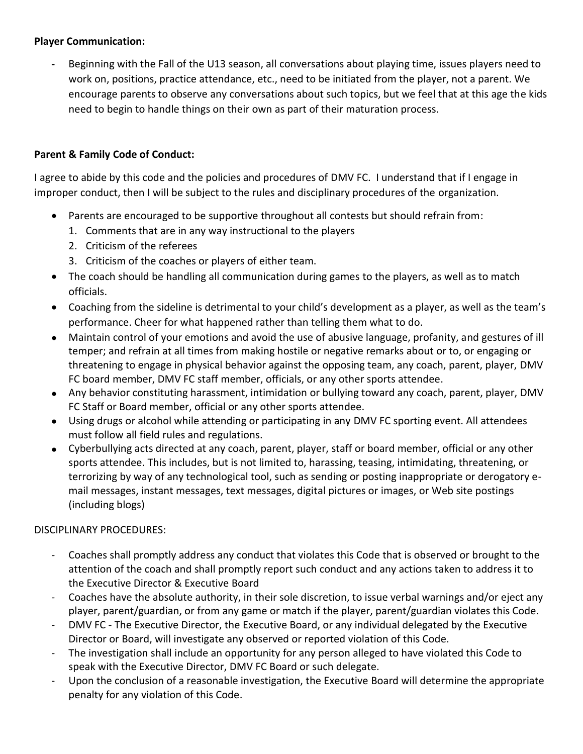**Player Communication:**

- Beginning with the Fall of the U13 season, all conversations about playing time, issues players need to work on, positions, practice attendance, etc., need to be initiated from the player, not a parent. We encourage parents to observe any conversations about such topics, but we feel that at this age the kids need to begin to handle things on their own as part of their maturation process.

**Parent & Family Code of Conduct:**

I agree to abide by this code and the policies and procedures of DMV FC. I understand that if I engage in improper conduct, then I will be subject to the rules and disciplinary procedures of the organization.

- Parents are encouraged to be supportive throughout all contests but should refrain from:
  1. Comments that are in any way instructional to the players
  2. Criticism of the referees
  3. Criticism of the coaches or players of either team.
- The coach should be handling all communication during games to the players, as well as to match officials.
- Coaching from the sideline is detrimental to your child's development as a player, as well as the team's performance. Cheer for what happened rather than telling them what to do.
- Maintain control of your emotions and avoid the use of abusive language, profanity, and gestures of ill temper; and refrain at all times from making hostile or negative remarks about or to, or engaging or threatening to engage in physical behavior against the opposing team, any coach, parent, player, DMV FC board member, DMV FC staff member, officials, or any other sports attendee.
- Any behavior constituting harassment, intimidation or bullying toward any coach, parent, player, DMV FC Staff or Board member, official or any other sports attendee.
- Using drugs or alcohol while attending or participating in any DMV FC sporting event. All attendees must follow all field rules and regulations.
- Cyberbullying acts directed at any coach, parent, player, staff or board member, official or any other sports attendee. This includes, but is not limited to, harassing, teasing, intimidating, threatening, or terrorizing by way of any technological tool, such as sending or posting inappropriate or derogatory e-mail messages, instant messages, text messages, digital pictures or images, or Web site postings (including blogs)

DISCIPLINARY PROCEDURES:

- Coaches shall promptly address any conduct that violates this Code that is observed or brought to the attention of the coach and shall promptly report such conduct and any actions taken to address it to the Executive Director & Executive Board
- Coaches have the absolute authority, in their sole discretion, to issue verbal warnings and/or eject any player, parent/guardian, or from any game or match if the player, parent/guardian violates this Code.
- DMV FC - The Executive Director, the Executive Board, or any individual delegated by the Executive Director or Board, will investigate any observed or reported violation of this Code.
- The investigation shall include an opportunity for any person alleged to have violated this Code to speak with the Executive Director, DMV FC Board or such delegate.
- Upon the conclusion of a reasonable investigation, the Executive Board will determine the appropriate penalty for any violation of this Code.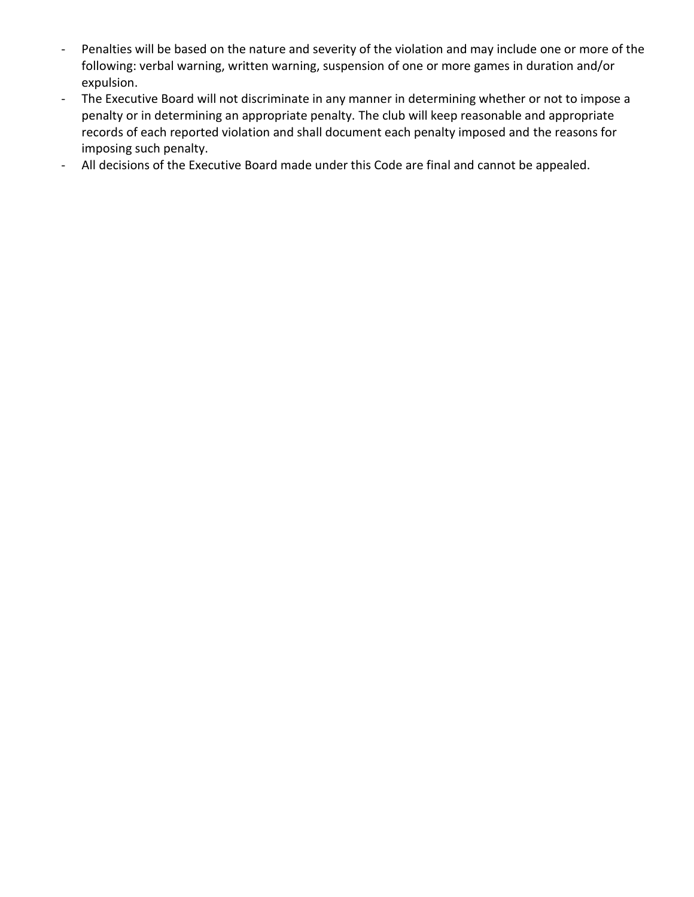- Penalties will be based on the nature and severity of the violation and may include one or more of the following: verbal warning, written warning, suspension of one or more games in duration and/or expulsion.
- The Executive Board will not discriminate in any manner in determining whether or not to impose a penalty or in determining an appropriate penalty. The club will keep reasonable and appropriate records of each reported violation and shall document each penalty imposed and the reasons for imposing such penalty.
- All decisions of the Executive Board made under this Code are final and cannot be appealed.